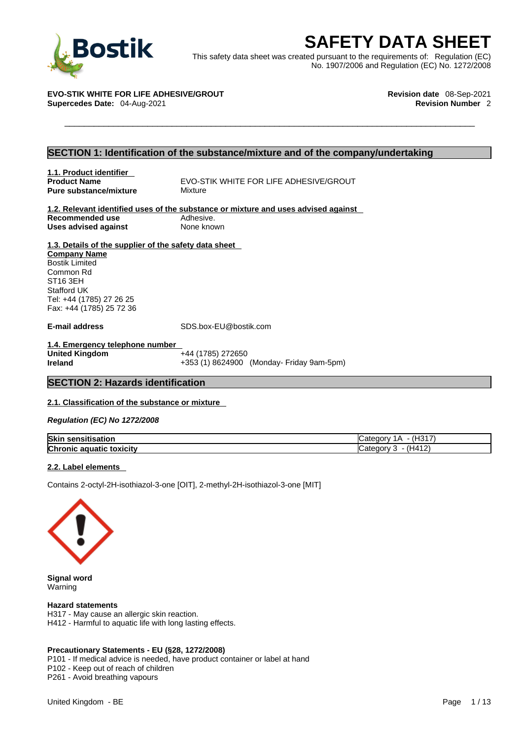# SAFETY DATA SHEET

This safety data sheet was created pursuant to the requirements of: Regulation (EC) No. 1907/2006 and Regulation (EC) No. 1272/2008

**EVO-STIK WHITE FOR LIFE ADHESIVE/GROUT**
**Supercedes Date:** 04-Aug-2021

**Revision date** 08-Sep-2021
**Revision Number** 2

## SECTION 1: Identification of the substance/mixture and of the company/undertaking

### 1.1. Product identifier

**Product Name** EVO-STIK WHITE FOR LIFE ADHESIVE/GROUT
**Pure substance/mixture** Mixture

### 1.2. Relevant identified uses of the substance or mixture and uses advised against

**Recommended use** Adhesive.
**Uses advised against** None known

### 1.3. Details of the supplier of the safety data sheet

**Company Name**
Bostik Limited
Common Rd
ST16 3EH
Stafford UK
Tel: +44 (1785) 27 26 25
Fax: +44 (1785) 25 72 36

**E-mail address** SDS.box-EU@bostik.com

### 1.4. Emergency telephone number

**United Kingdom** +44 (1785) 272650
**Ireland** +353 (1) 8624900 (Monday- Friday 9am-5pm)

## SECTION 2: Hazards identification

### 2.1. Classification of the substance or mixture

*Regulation (EC) No 1272/2008*

| | |
|---|---|
| **Skin sensitisation** | Category 1A - (H317) |
| **Chronic aquatic toxicity** | Category 3 - (H412) |

### 2.2. Label elements

Contains 2-octyl-2H-isothiazol-3-one [OIT], 2-methyl-2H-isothiazol-3-one [MIT]

**Signal word**
Warning

**Hazard statements**
H317 - May cause an allergic skin reaction.
H412 - Harmful to aquatic life with long lasting effects.

**Precautionary Statements - EU (§28, 1272/2008)**
P101 - If medical advice is needed, have product container or label at hand
P102 - Keep out of reach of children
P261 - Avoid breathing vapours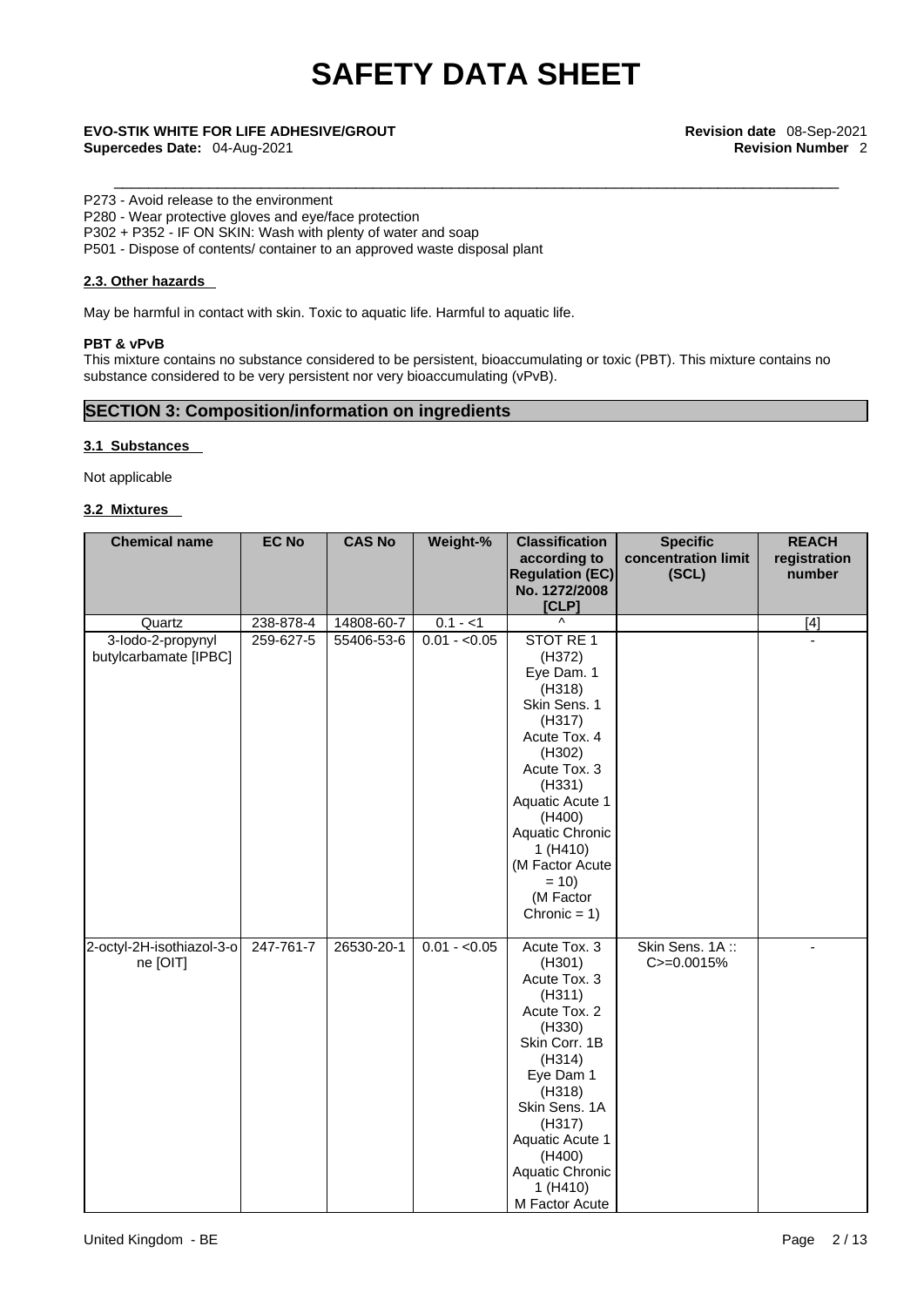P273 - Avoid release to the environment
P280 - Wear protective gloves and eye/face protection
P302 + P352 - IF ON SKIN: Wash with plenty of water and soap
P501 - Dispose of contents/ container to an approved waste disposal plant

**2.3. Other hazards**

May be harmful in contact with skin. Toxic to aquatic life. Harmful to aquatic life.

**PBT & vPvB**

This mixture contains no substance considered to be persistent, bioaccumulating or toxic (PBT). This mixture contains no substance considered to be very persistent nor very bioaccumulating (vPvB).

## SECTION 3: Composition/information on ingredients

**3.1 Substances**

Not applicable

**3.2 Mixtures**

| Chemical name | EC No | CAS No | Weight-% | Classification according to Regulation (EC) No. 1272/2008 [CLP] | Specific concentration limit (SCL) | REACH registration number |
|---|---|---|---|---|---|---|
| Quartz | 238-878-4 | 14808-60-7 | 0.1 - <1 | ^ | | [4] |
| 3-Iodo-2-propynyl butylcarbamate [IPBC] | 259-627-5 | 55406-53-6 | 0.01 - <0.05 | STOT RE 1 (H372) Eye Dam. 1 (H318) Skin Sens. 1 (H317) Acute Tox. 4 (H302) Acute Tox. 3 (H331) Aquatic Acute 1 (H400) Aquatic Chronic 1 (H410) (M Factor Acute = 10) (M Factor Chronic = 1) | | - |
| 2-octyl-2H-isothiazol-3-one [OIT] | 247-761-7 | 26530-20-1 | 0.01 - <0.05 | Acute Tox. 3 (H301) Acute Tox. 3 (H311) Acute Tox. 2 (H330) Skin Corr. 1B (H314) Eye Dam 1 (H318) Skin Sens. 1A (H317) Aquatic Acute 1 (H400) Aquatic Chronic 1 (H410) M Factor Acute | Skin Sens. 1A :: C>=0.0015% | - |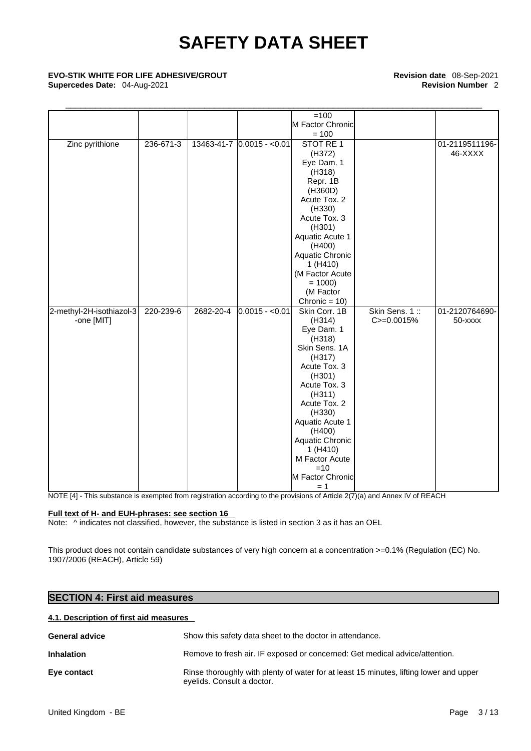| | | | | =100 M Factor Chronic = 100 | | |
|---|---|---|---|---|---|---|
| Zinc pyrithione | 236-671-3 | 13463-41-7 | 0.0015 - <0.01 | STOT RE 1 (H372) Eye Dam. 1 (H318) Repr. 1B (H360D) Acute Tox. 2 (H330) Acute Tox. 3 (H301) Aquatic Acute 1 (H400) Aquatic Chronic 1 (H410) (M Factor Acute = 1000) (M Factor Chronic = 10) | | 01-2119511196-46-XXXX |
| 2-methyl-2H-isothiazol-3-one [MIT] | 220-239-6 | 2682-20-4 | 0.0015 - <0.01 | Skin Corr. 1B (H314) Eye Dam. 1 (H318) Skin Sens. 1A (H317) Acute Tox. 3 (H301) Acute Tox. 3 (H311) Acute Tox. 2 (H330) Aquatic Acute 1 (H400) Aquatic Chronic 1 (H410) M Factor Acute =10 M Factor Chronic = 1 | Skin Sens. 1 :: C>=0.0015% | 01-2120764690-50-xxxx |

NOTE [4] - This substance is exempted from registration according to the provisions of Article 2(7)(a) and Annex IV of REACH

**Full text of H- and EUH-phrases: see section 16**

Note: ^ indicates not classified, however, the substance is listed in section 3 as it has an OEL

This product does not contain candidate substances of very high concern at a concentration >=0.1% (Regulation (EC) No. 1907/2006 (REACH), Article 59)

## SECTION 4: First aid measures

### 4.1. Description of first aid measures

**General advice** Show this safety data sheet to the doctor in attendance.

**Inhalation** Remove to fresh air. IF exposed or concerned: Get medical advice/attention.

**Eye contact** Rinse thoroughly with plenty of water for at least 15 minutes, lifting lower and upper eyelids. Consult a doctor.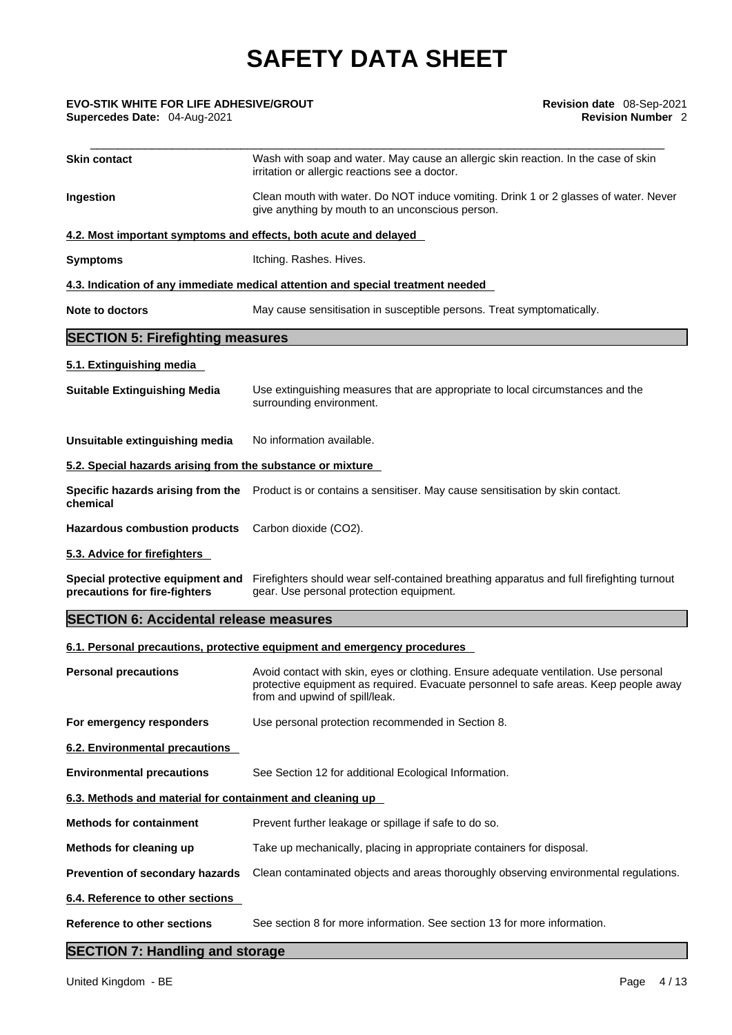| | |
|---|---|
| **Skin contact** | Wash with soap and water. May cause an allergic skin reaction. In the case of skin irritation or allergic reactions see a doctor. |
| **Ingestion** | Clean mouth with water. Do NOT induce vomiting. Drink 1 or 2 glasses of water. Never give anything by mouth to an unconscious person. |

**4.2. Most important symptoms and effects, both acute and delayed**

| | |
|---|---|
| **Symptoms** | Itching. Rashes. Hives. |

**4.3. Indication of any immediate medical attention and special treatment needed**

| | |
|---|---|
| **Note to doctors** | May cause sensitisation in susceptible persons. Treat symptomatically. |

## SECTION 5: Firefighting measures

**5.1. Extinguishing media**

| | |
|---|---|
| **Suitable Extinguishing Media** | Use extinguishing measures that are appropriate to local circumstances and the surrounding environment. |
| **Unsuitable extinguishing media** | No information available. |

**5.2. Special hazards arising from the substance or mixture**

| | |
|---|---|
| **Specific hazards arising from the chemical** | Product is or contains a sensitiser. May cause sensitisation by skin contact. |
| **Hazardous combustion products** | Carbon dioxide ($CO_2$). |

**5.3. Advice for firefighters**

| | |
|---|---|
| **Special protective equipment and precautions for fire-fighters** | Firefighters should wear self-contained breathing apparatus and full firefighting turnout gear. Use personal protection equipment. |

## SECTION 6: Accidental release measures

**6.1. Personal precautions, protective equipment and emergency procedures**

| | |
|---|---|
| **Personal precautions** | Avoid contact with skin, eyes or clothing. Ensure adequate ventilation. Use personal protective equipment as required. Evacuate personnel to safe areas. Keep people away from and upwind of spill/leak. |
| **For emergency responders** | Use personal protection recommended in Section 8. |

**6.2. Environmental precautions**

| | |
|---|---|
| **Environmental precautions** | See Section 12 for additional Ecological Information. |

**6.3. Methods and material for containment and cleaning up**

| | |
|---|---|
| **Methods for containment** | Prevent further leakage or spillage if safe to do so. |
| **Methods for cleaning up** | Take up mechanically, placing in appropriate containers for disposal. |
| **Prevention of secondary hazards** | Clean contaminated objects and areas thoroughly observing environmental regulations. |

**6.4. Reference to other sections**

| | |
|---|---|
| **Reference to other sections** | See section 8 for more information. See section 13 for more information. |

## SECTION 7: Handling and storage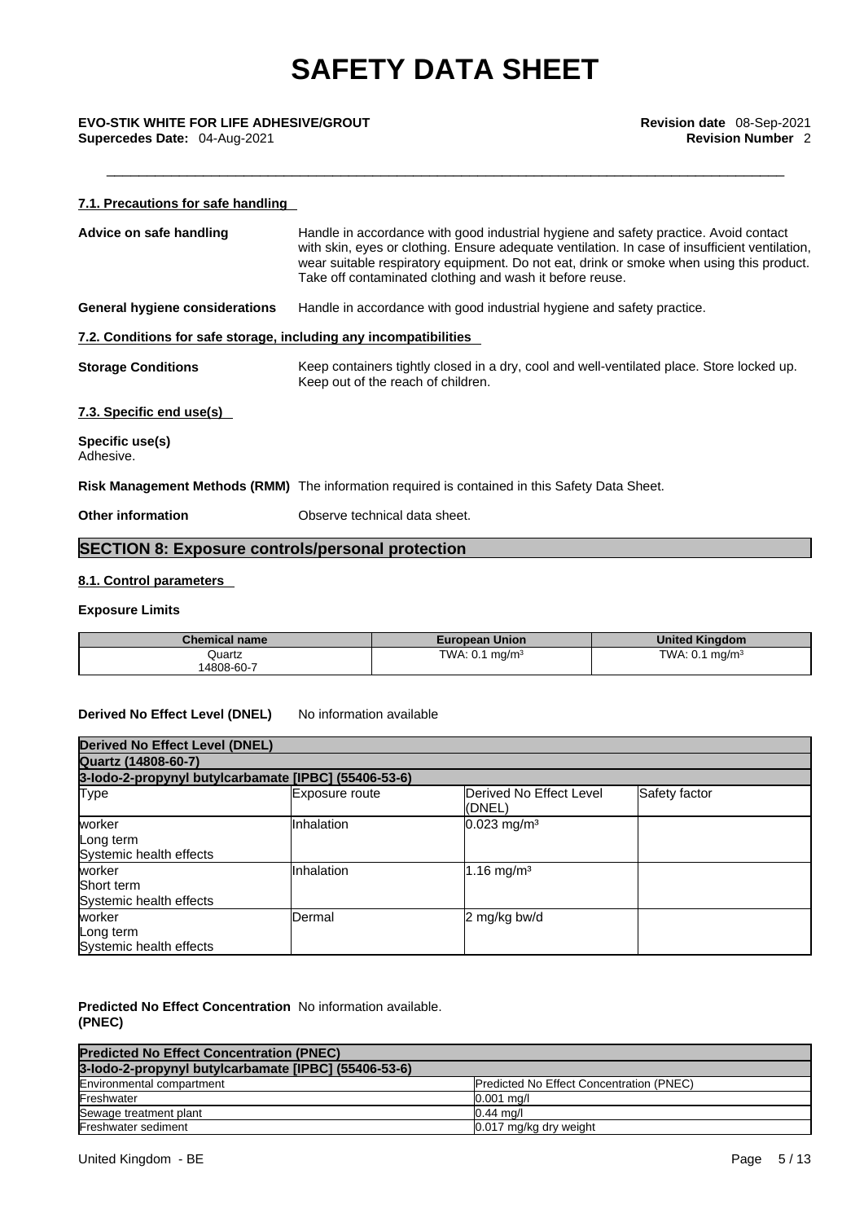#### 7.1. Precautions for safe handling

**Advice on safe handling** Handle in accordance with good industrial hygiene and safety practice. Avoid contact with skin, eyes or clothing. Ensure adequate ventilation. In case of insufficient ventilation, wear suitable respiratory equipment. Do not eat, drink or smoke when using this product. Take off contaminated clothing and wash it before reuse.

**General hygiene considerations** Handle in accordance with good industrial hygiene and safety practice.

#### 7.2. Conditions for safe storage, including any incompatibilities

**Storage Conditions** Keep containers tightly closed in a dry, cool and well-ventilated place. Store locked up. Keep out of the reach of children.

#### 7.3. Specific end use(s)

**Specific use(s)**
Adhesive.

**Risk Management Methods (RMM)** The information required is contained in this Safety Data Sheet.

**Other information** Observe technical data sheet.

## SECTION 8: Exposure controls/personal protection

#### 8.1. Control parameters

**Exposure Limits**

| Chemical name | European Union | United Kingdom |
|---|---|---|
| Quartz 14808-60-7 | TWA: 0.1 mg/m³ | TWA: 0.1 mg/m³ |

**Derived No Effect Level (DNEL)** No information available

| Derived No Effect Level (DNEL) | | | |
|---|---|---|---|
| Quartz (14808-60-7) | | | |
| 3-Iodo-2-propynyl butylcarbamate [IPBC] (55406-53-6) | | | |
| Type | Exposure route | Derived No Effect Level (DNEL) | Safety factor |
| worker Long term Systemic health effects | Inhalation | 0.023 mg/m³ | |
| worker Short term Systemic health effects | Inhalation | 1.16 mg/m³ | |
| worker Long term Systemic health effects | Dermal | 2 mg/kg bw/d | |

**Predicted No Effect Concentration (PNEC)** No information available.

| Predicted No Effect Concentration (PNEC) | |
|---|---|
| 3-Iodo-2-propynyl butylcarbamate [IPBC] (55406-53-6) | |
| Environmental compartment | Predicted No Effect Concentration (PNEC) |
| Freshwater | 0.001 mg/l |
| Sewage treatment plant | 0.44 mg/l |
| Freshwater sediment | 0.017 mg/kg dry weight |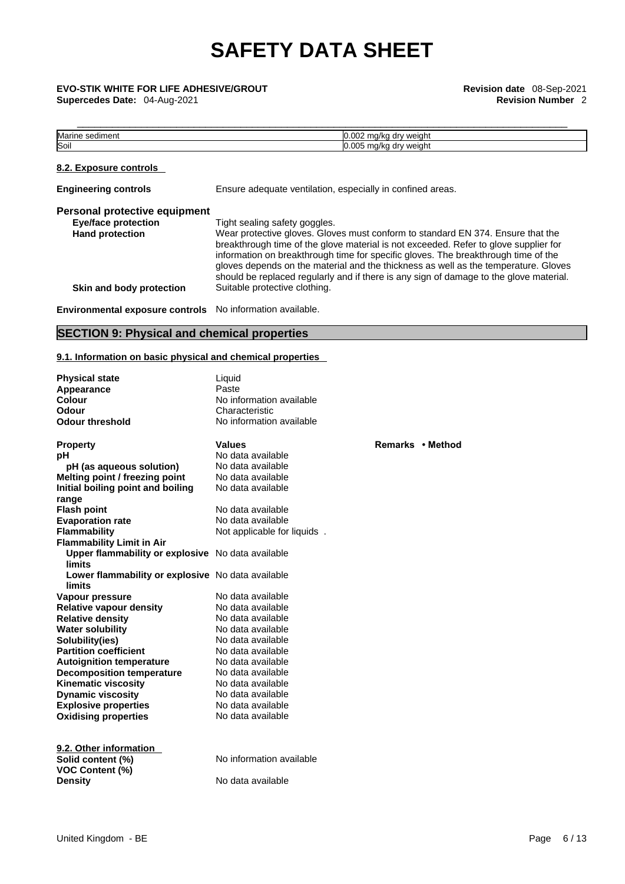| Marine sediment | 0.002 mg/kg dry weight |
|---|---|
| Soil | 0.005 mg/kg dry weight |

### 8.2. Exposure controls

**Engineering controls** Ensure adequate ventilation, especially in confined areas.

### Personal protective equipment

**Eye/face protection** Tight sealing safety goggles.

**Hand protection** Wear protective gloves. Gloves must conform to standard EN 374. Ensure that the breakthrough time of the glove material is not exceeded. Refer to glove supplier for information on breakthrough time for specific gloves. The breakthrough time of the gloves depends on the material and the thickness as well as the temperature. Gloves should be replaced regularly and if there is any sign of damage to the glove material.

**Skin and body protection** Suitable protective clothing.

**Environmental exposure controls** No information available.

## SECTION 9: Physical and chemical properties

### 9.1. Information on basic physical and chemical properties

| | |
|---|---|
| **Physical state** | Liquid |
| **Appearance** | Paste |
| **Colour** | No information available |
| **Odour** | Characteristic |
| **Odour threshold** | No information available |

| **Property** | **Values** | **Remarks • Method** |
|---|---|---|
| **pH** | No data available | |
| **pH (as aqueous solution)** | No data available | |
| **Melting point / freezing point** | No data available | |
| **Initial boiling point and boiling range** | No data available | |
| **Flash point** | No data available | |
| **Evaporation rate** | No data available | |
| **Flammability** | Not applicable for liquids . | |
| **Flammability Limit in Air** | | |
| **Upper flammability or explosive limits** | No data available | |
| **Lower flammability or explosive limits** | No data available | |
| **Vapour pressure** | No data available | |
| **Relative vapour density** | No data available | |
| **Relative density** | No data available | |
| **Water solubility** | No data available | |
| **Solubility(ies)** | No data available | |
| **Partition coefficient** | No data available | |
| **Autoignition temperature** | No data available | |
| **Decomposition temperature** | No data available | |
| **Kinematic viscosity** | No data available | |
| **Dynamic viscosity** | No data available | |
| **Explosive properties** | No data available | |
| **Oxidising properties** | No data available | |

### 9.2. Other information

| | |
|---|---|
| **Solid content (%)** | No information available |
| **VOC Content (%)** | |
| **Density** | No data available |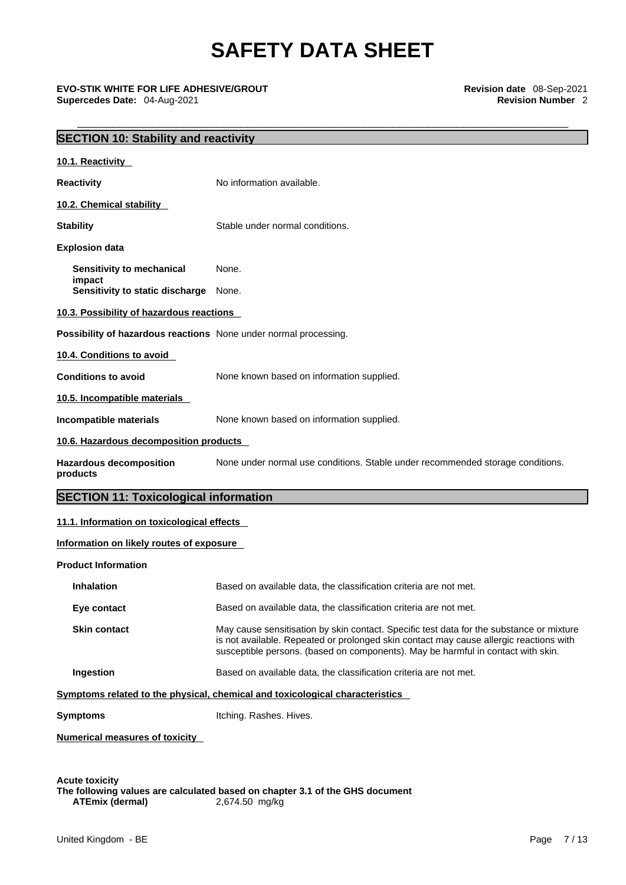# SAFETY DATA SHEET

**EVO-STIK WHITE FOR LIFE ADHESIVE/GROUT** **Revision date** 08-Sep-2021
**Supercedes Date:** 04-Aug-2021 **Revision Number** 2

## SECTION 10: Stability and reactivity

**10.1. Reactivity**

**Reactivity** No information available.

**10.2. Chemical stability**

**Stability** Stable under normal conditions.

**Explosion data**

**Sensitivity to mechanical impact** None.
**Sensitivity to static discharge** None.

**10.3. Possibility of hazardous reactions**

**Possibility of hazardous reactions** None under normal processing.

**10.4. Conditions to avoid**

**Conditions to avoid** None known based on information supplied.

**10.5. Incompatible materials**

**Incompatible materials** None known based on information supplied.

**10.6. Hazardous decomposition products**

**Hazardous decomposition products** None under normal use conditions. Stable under recommended storage conditions.

## SECTION 11: Toxicological information

**11.1. Information on toxicological effects**

**Information on likely routes of exposure**

**Product Information**

**Inhalation** Based on available data, the classification criteria are not met.

**Eye contact** Based on available data, the classification criteria are not met.

**Skin contact** May cause sensitisation by skin contact. Specific test data for the substance or mixture is not available. Repeated or prolonged skin contact may cause allergic reactions with susceptible persons. (based on components). May be harmful in contact with skin.

**Ingestion** Based on available data, the classification criteria are not met.

**Symptoms related to the physical, chemical and toxicological characteristics**

**Symptoms** Itching. Rashes. Hives.

**Numerical measures of toxicity**

**Acute toxicity**
**The following values are calculated based on chapter 3.1 of the GHS document**
**ATEmix (dermal)** 2,674.50 mg/kg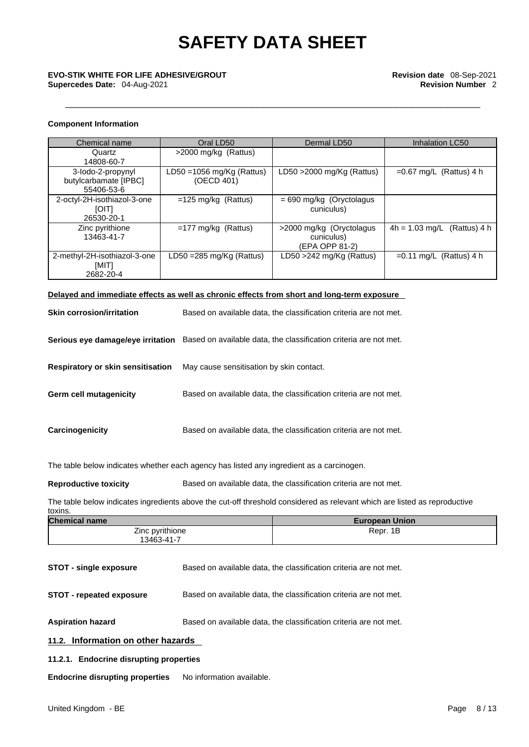**Component Information**

| Chemical name | Oral LD50 | Dermal LD50 | Inhalation LC50 |
|---|---|---|---|
| Quartz 14808-60-7 | >2000 mg/kg (Rattus) | | |
| 3-Iodo-2-propynyl butylcarbamate [IPBC] 55406-53-6 | LD50 =1056 mg/Kg (Rattus) (OECD 401) | LD50 >2000 mg/Kg (Rattus) | =0.67 mg/L (Rattus) 4 h |
| 2-octyl-2H-isothiazol-3-one [OIT] 26530-20-1 | =125 mg/kg (Rattus) | = 690 mg/kg (Oryctolagus cuniculus) | |
| Zinc pyrithione 13463-41-7 | =177 mg/kg (Rattus) | >2000 mg/kg (Oryctolagus cuniculus) (EPA OPP 81-2) | 4h = 1.03 mg/L (Rattus) 4 h |
| 2-methyl-2H-isothiazol-3-one [MIT] 2682-20-4 | LD50 =285 mg/Kg (Rattus) | LD50 >242 mg/Kg (Rattus) | =0.11 mg/L (Rattus) 4 h |

**Delayed and immediate effects as well as chronic effects from short and long-term exposure**

**Skin corrosion/irritation** Based on available data, the classification criteria are not met.

**Serious eye damage/eye irritation** Based on available data, the classification criteria are not met.

**Respiratory or skin sensitisation** May cause sensitisation by skin contact.

**Germ cell mutagenicity** Based on available data, the classification criteria are not met.

**Carcinogenicity** Based on available data, the classification criteria are not met.

The table below indicates whether each agency has listed any ingredient as a carcinogen.

**Reproductive toxicity** Based on available data, the classification criteria are not met.

The table below indicates ingredients above the cut-off threshold considered as relevant which are listed as reproductive toxins.

| Chemical name | European Union |
|---|---|
| Zinc pyrithione 13463-41-7 | Repr. 1B |

**STOT - single exposure** Based on available data, the classification criteria are not met.

**STOT - repeated exposure** Based on available data, the classification criteria are not met.

**Aspiration hazard** Based on available data, the classification criteria are not met.

## 11.2. Information on other hazards

### 11.2.1. Endocrine disrupting properties

**Endocrine disrupting properties** No information available.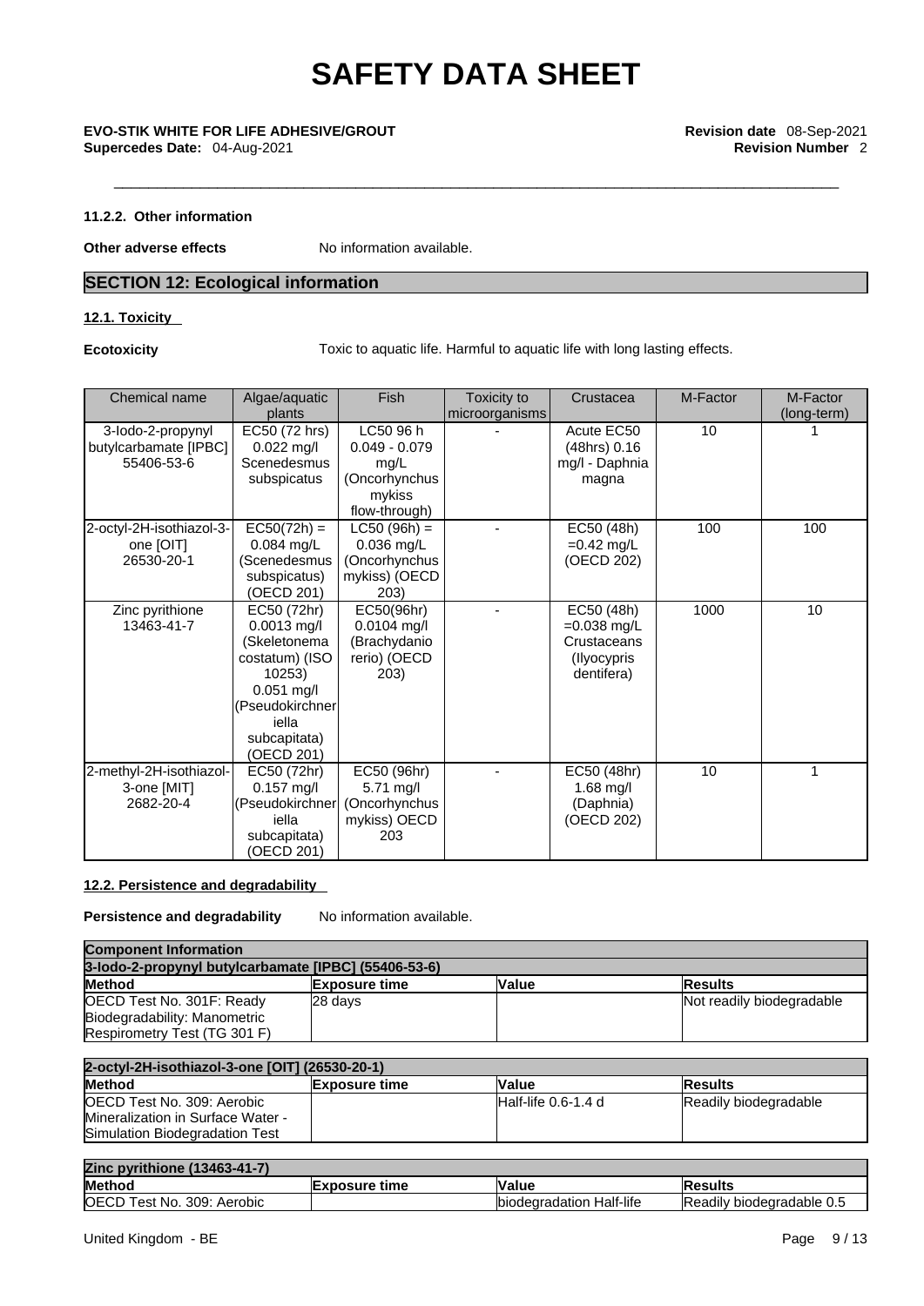# SAFETY DATA SHEET

**EVO-STIK WHITE FOR LIFE ADHESIVE/GROUT** **Revision date** 08-Sep-2021
**Supercedes Date:** 04-Aug-2021 **Revision Number** 2

### 11.2.2. Other information

**Other adverse effects** No information available.

## SECTION 12: Ecological information

### 12.1. Toxicity

**Ecotoxicity** Toxic to aquatic life. Harmful to aquatic life with long lasting effects.

| Chemical name | Algae/aquatic plants | Fish | Toxicity to microorganisms | Crustacea | M-Factor | M-Factor (long-term) |
|---|---|---|---|---|---|---|
| 3-Iodo-2-propynyl butylcarbamate [IPBC] 55406-53-6 | EC50 (72 hrs) 0.022 mg/l Scenedesmus subspicatus | LC50 96 h 0.049 - 0.079 mg/L (Oncorhynchus mykiss flow-through) | - | Acute EC50 (48hrs) 0.16 mg/l - Daphnia magna | 10 | 1 |
| 2-octyl-2H-isothiazol-3-one [OIT] 26530-20-1 | EC50(72h) = 0.084 mg/L (Scenedesmus subspicatus) (OECD 201) | LC50 (96h) = 0.036 mg/L (Oncorhynchus mykiss) (OECD 203) | - | EC50 (48h) =0.42 mg/L (OECD 202) | 100 | 100 |
| Zinc pyrithione 13463-41-7 | EC50 (72hr) 0.0013 mg/l (Skeletonema costatum) (ISO 10253) 0.051 mg/l (Pseudokirchneriella subcapitata) (OECD 201) | EC50(96hr) 0.0104 mg/l (Brachydanio rerio) (OECD 203) | - | EC50 (48h) =0.038 mg/L Crustaceans (Ilyocypris dentifera) | 1000 | 10 |
| 2-methyl-2H-isothiazol-3-one [MIT] 2682-20-4 | EC50 (72hr) 0.157 mg/l (Pseudokirchneriella subcapitata) (OECD 201) | EC50 (96hr) 5.71 mg/l (Oncorhynchus mykiss) OECD 203 | - | EC50 (48hr) 1.68 mg/l (Daphnia) (OECD 202) | 10 | 1 |

### 12.2. Persistence and degradability

**Persistence and degradability** No information available.

| **Component Information** | | | |
|---|---|---|---|
| **3-Iodo-2-propynyl butylcarbamate [IPBC] (55406-53-6)** | | | |
| **Method** | **Exposure time** | **Value** | **Results** |
| OECD Test No. 301F: Ready Biodegradability: Manometric Respirometry Test (TG 301 F) | 28 days | | Not readily biodegradable |

| **2-octyl-2H-isothiazol-3-one [OIT] (26530-20-1)** | | | |
|---|---|---|---|
| **Method** | **Exposure time** | **Value** | **Results** |
| OECD Test No. 309: Aerobic Mineralization in Surface Water - Simulation Biodegradation Test | | Half-life 0.6-1.4 d | Readily biodegradable |

| **Zinc pyrithione (13463-41-7)** | | | |
|---|---|---|---|
| **Method** | **Exposure time** | **Value** | **Results** |
| OECD Test No. 309: Aerobic | | biodegradation Half-life | Readily biodegradable 0.5 |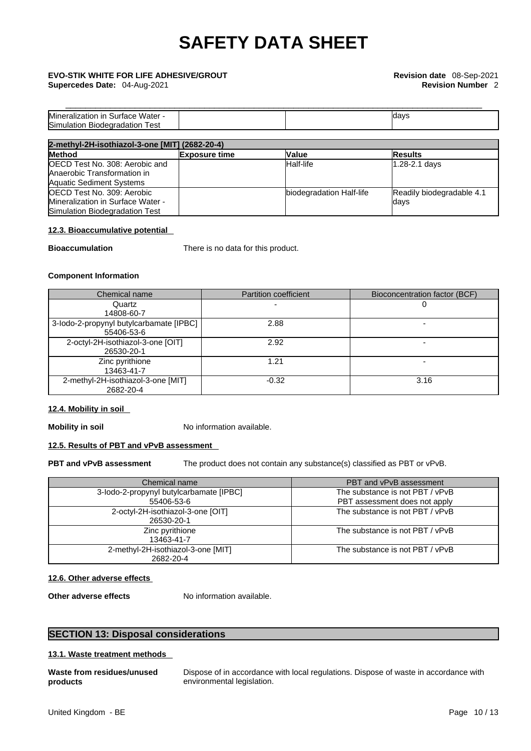| Mineralization in Surface Water - Simulation Biodegradation Test | | | days |
|---|---|---|---|

| 2-methyl-2H-isothiazol-3-one [MIT] (2682-20-4) | | | |
|---|---|---|---|
| **Method** | **Exposure time** | **Value** | **Results** |
| OECD Test No. 308: Aerobic and Anaerobic Transformation in Aquatic Sediment Systems | | Half-life | 1.28-2.1 days |
| OECD Test No. 309: Aerobic Mineralization in Surface Water - Simulation Biodegradation Test | | biodegradation Half-life | Readily biodegradable 4.1 days |

#### 12.3. Bioaccumulative potential

**Bioaccumulation** There is no data for this product.

**Component Information**

| Chemical name | Partition coefficient | Bioconcentration factor (BCF) |
|---|---|---|
| Quartz<br>14808-60-7 | - | 0 |
| 3-Iodo-2-propynyl butylcarbamate [IPBC]<br>55406-53-6 | 2.88 | - |
| 2-octyl-2H-isothiazol-3-one [OIT]<br>26530-20-1 | 2.92 | - |
| Zinc pyrithione<br>13463-41-7 | 1.21 | - |
| 2-methyl-2H-isothiazol-3-one [MIT]<br>2682-20-4 | -0.32 | 3.16 |

#### 12.4. Mobility in soil

**Mobility in soil** No information available.

#### 12.5. Results of PBT and vPvB assessment

**PBT and vPvB assessment** The product does not contain any substance(s) classified as PBT or vPvB.

| Chemical name | PBT and vPvB assessment |
|---|---|
| 3-Iodo-2-propynyl butylcarbamate [IPBC]<br>55406-53-6 | The substance is not PBT / vPvB<br>PBT assessment does not apply |
| 2-octyl-2H-isothiazol-3-one [OIT]<br>26530-20-1 | The substance is not PBT / vPvB |
| Zinc pyrithione<br>13463-41-7 | The substance is not PBT / vPvB |
| 2-methyl-2H-isothiazol-3-one [MIT]<br>2682-20-4 | The substance is not PBT / vPvB |

#### 12.6. Other adverse effects

**Other adverse effects** No information available.

## SECTION 13: Disposal considerations

#### 13.1. Waste treatment methods

**Waste from residues/unused products** Dispose of in accordance with local regulations. Dispose of waste in accordance with environmental legislation.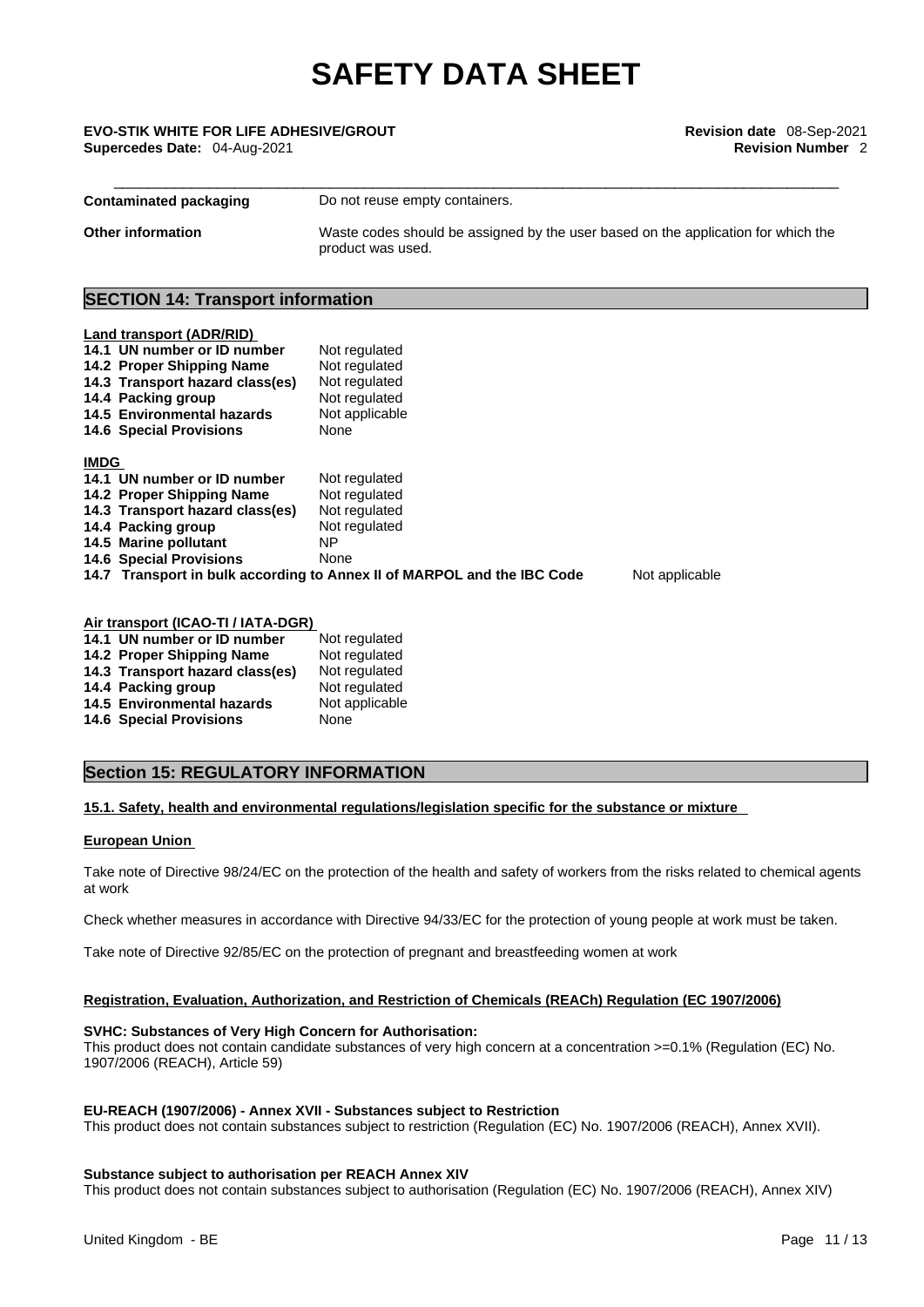| | |
|---|---|
| **Contaminated packaging** | Do not reuse empty containers. |
| **Other information** | Waste codes should be assigned by the user based on the application for which the product was used. |

## SECTION 14: Transport information

**Land transport (ADR/RID)**

| | |
|---|---|
| **14.1 UN number or ID number** | Not regulated |
| **14.2 Proper Shipping Name** | Not regulated |
| **14.3 Transport hazard class(es)** | Not regulated |
| **14.4 Packing group** | Not regulated |
| **14.5 Environmental hazards** | Not applicable |
| **14.6 Special Provisions** | None |

**IMDG**

| | |
|---|---|
| **14.1 UN number or ID number** | Not regulated |
| **14.2 Proper Shipping Name** | Not regulated |
| **14.3 Transport hazard class(es)** | Not regulated |
| **14.4 Packing group** | Not regulated |
| **14.5 Marine pollutant** | NP |
| **14.6 Special Provisions** | None |
| **14.7 Transport in bulk according to Annex II of MARPOL and the IBC Code** | Not applicable |

**Air transport (ICAO-TI / IATA-DGR)**

| | |
|---|---|
| **14.1 UN number or ID number** | Not regulated |
| **14.2 Proper Shipping Name** | Not regulated |
| **14.3 Transport hazard class(es)** | Not regulated |
| **14.4 Packing group** | Not regulated |
| **14.5 Environmental hazards** | Not applicable |
| **14.6 Special Provisions** | None |

## Section 15: REGULATORY INFORMATION

**15.1. Safety, health and environmental regulations/legislation specific for the substance or mixture**

**European Union**

Take note of Directive 98/24/EC on the protection of the health and safety of workers from the risks related to chemical agents at work

Check whether measures in accordance with Directive 94/33/EC for the protection of young people at work must be taken.

Take note of Directive 92/85/EC on the protection of pregnant and breastfeeding women at work

**Registration, Evaluation, Authorization, and Restriction of Chemicals (REACh) Regulation (EC 1907/2006)**

**SVHC: Substances of Very High Concern for Authorisation:**
This product does not contain candidate substances of very high concern at a concentration >=0.1% (Regulation (EC) No. 1907/2006 (REACH), Article 59)

**EU-REACH (1907/2006) - Annex XVII - Substances subject to Restriction**
This product does not contain substances subject to restriction (Regulation (EC) No. 1907/2006 (REACH), Annex XVII).

**Substance subject to authorisation per REACH Annex XIV**
This product does not contain substances subject to authorisation (Regulation (EC) No. 1907/2006 (REACH), Annex XIV)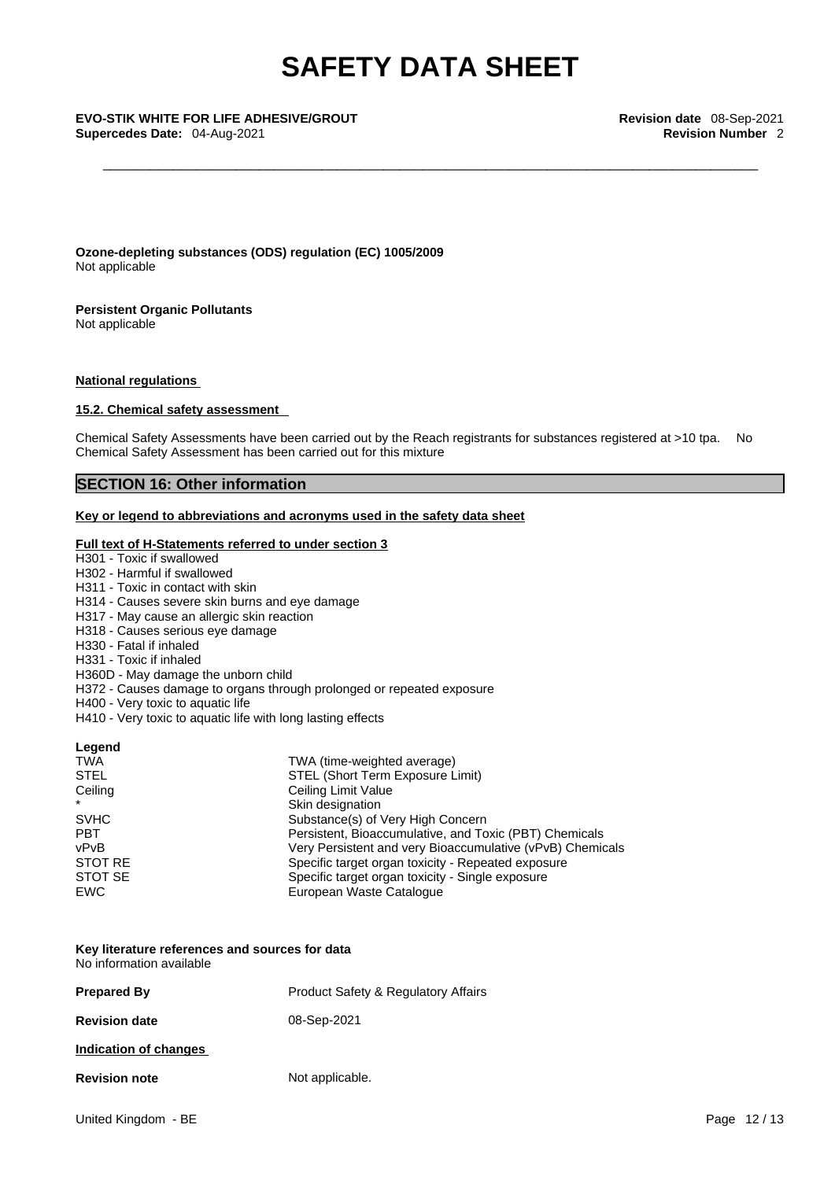**Ozone-depleting substances (ODS) regulation (EC) 1005/2009**
Not applicable

**Persistent Organic Pollutants**
Not applicable

**National regulations**

**15.2. Chemical safety assessment**

Chemical Safety Assessments have been carried out by the Reach registrants for substances registered at >10 tpa. No Chemical Safety Assessment has been carried out for this mixture

## SECTION 16: Other information

**Key or legend to abbreviations and acronyms used in the safety data sheet**

**Full text of H-Statements referred to under section 3**

H301 - Toxic if swallowed
H302 - Harmful if swallowed
H311 - Toxic in contact with skin
H314 - Causes severe skin burns and eye damage
H317 - May cause an allergic skin reaction
H318 - Causes serious eye damage
H330 - Fatal if inhaled
H331 - Toxic if inhaled
H360D - May damage the unborn child
H372 - Causes damage to organs through prolonged or repeated exposure
H400 - Very toxic to aquatic life
H410 - Very toxic to aquatic life with long lasting effects

**Legend**

| | |
|---|---|
| TWA | TWA (time-weighted average) |
| STEL | STEL (Short Term Exposure Limit) |
| Ceiling | Ceiling Limit Value |
| * | Skin designation |
| SVHC | Substance(s) of Very High Concern |
| PBT | Persistent, Bioaccumulative, and Toxic (PBT) Chemicals |
| vPvB | Very Persistent and very Bioaccumulative (vPvB) Chemicals |
| STOT RE | Specific target organ toxicity - Repeated exposure |
| STOT SE | Specific target organ toxicity - Single exposure |
| EWC | European Waste Catalogue |

**Key literature references and sources for data**
No information available

**Prepared By** Product Safety & Regulatory Affairs

**Revision date** 08-Sep-2021

**Indication of changes**

**Revision note** Not applicable.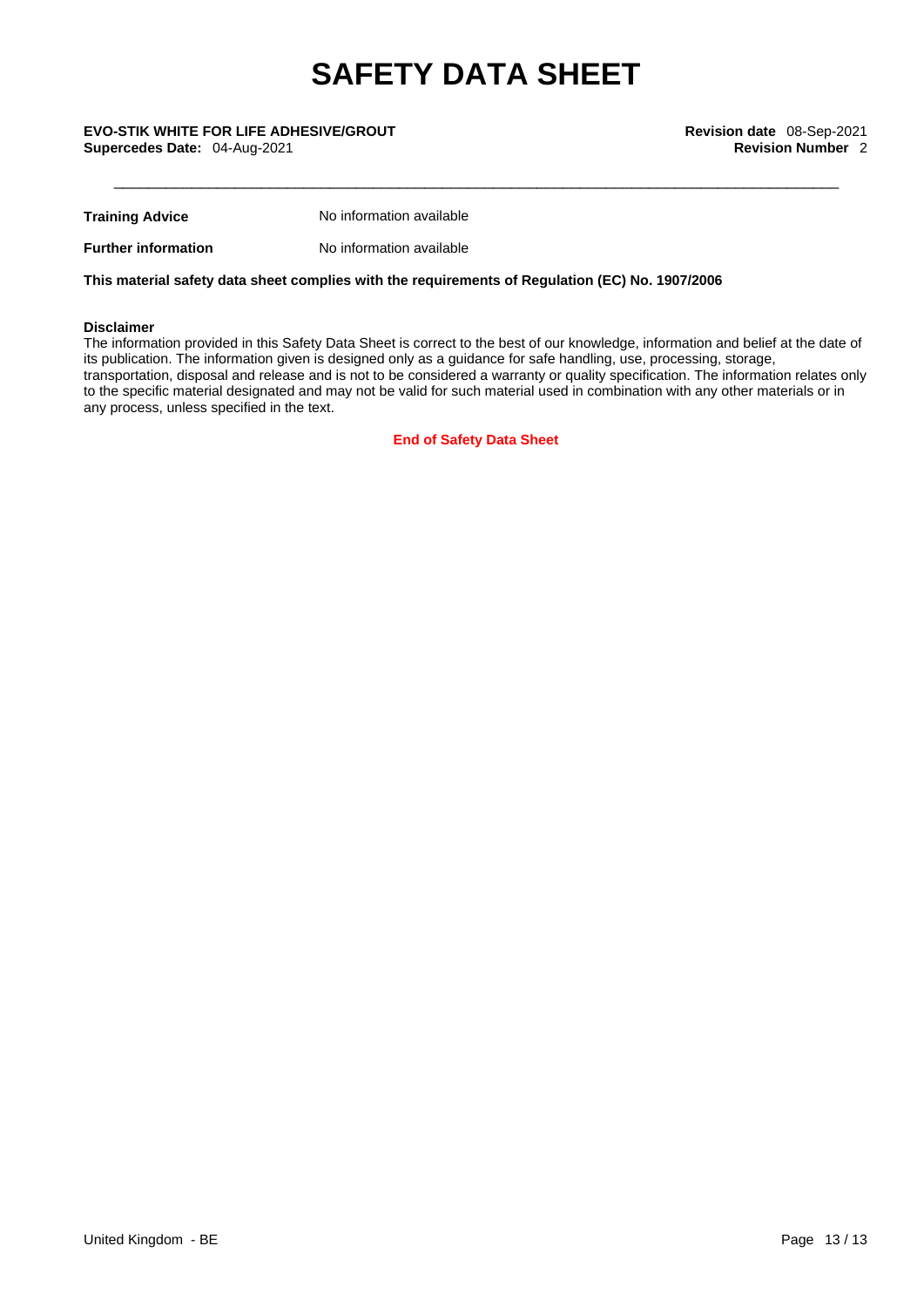**Training Advice** No information available

**Further information** No information available

**This material safety data sheet complies with the requirements of Regulation (EC) No. 1907/2006**

**Disclaimer**

The information provided in this Safety Data Sheet is correct to the best of our knowledge, information and belief at the date of its publication. The information given is designed only as a guidance for safe handling, use, processing, storage, transportation, disposal and release and is not to be considered a warranty or quality specification. The information relates only to the specific material designated and may not be valid for such material used in combination with any other materials or in any process, unless specified in the text.

**End of Safety Data Sheet**